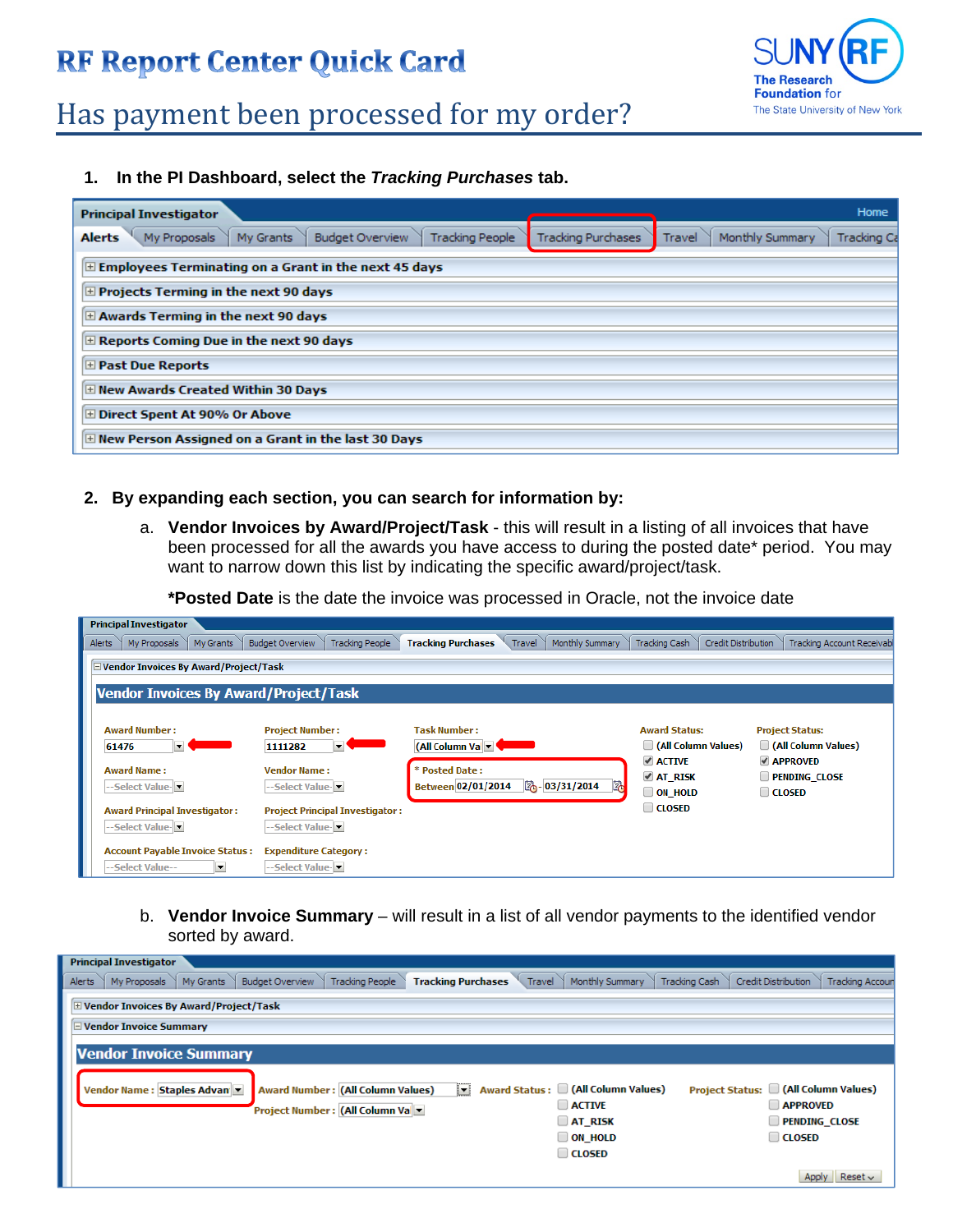# RF Report Center Quick Card

## Has payment been processed for my order?

1. **In the PI Dashboard, select the *Tracking Purchases* tab.**

2. **By expanding each section, you can search for information by:**

   a. **Vendor Invoices by Award/Project/Task** - this will result in a listing of all invoices that have been processed for all the awards you have access to during the posted date* period. You may want to narrow down this list by indicating the specific award/project/task.

   ***Posted Date** is the date the invoice was processed in Oracle, not the invoice date

   b. **Vendor Invoice Summary** – will result in a list of all vendor payments to the identified vendor sorted by award.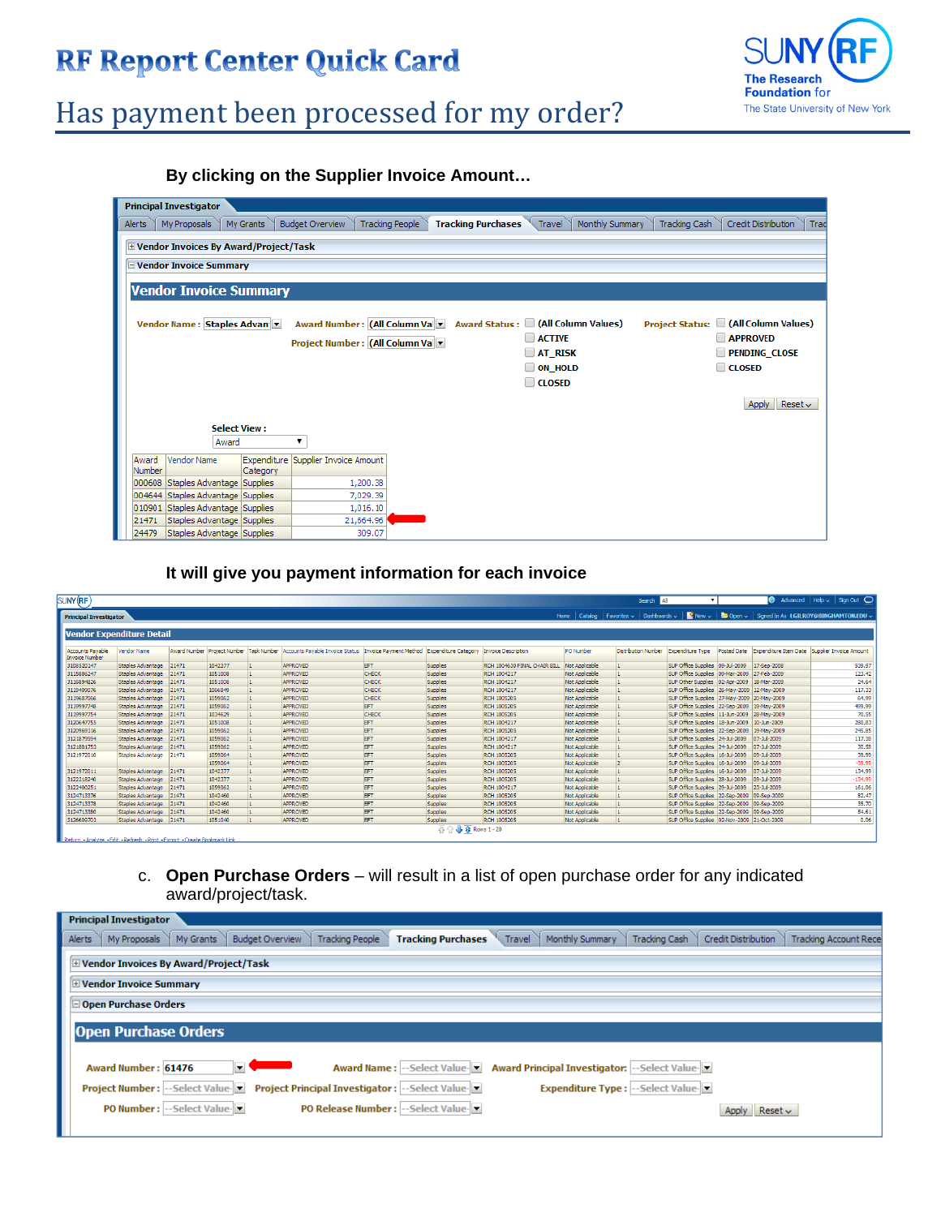# RF Report Center Quick Card

## Has payment been processed for my order?

**By clicking on the Supplier Invoice Amount…**

Principal Investigator

Alerts | My Proposals | My Grants | Budget Overview | Tracking People | **Tracking Purchases** | Travel | Monthly Summary | Tracking Cash | Credit Distribution | Trac

⊞ Vendor Invoices By Award/Project/Task

⊟ Vendor Invoice Summary

### Vendor Invoice Summary

Vendor Name : Staples Advan | Award Number : (All Column Va | Project Number : (All Column Va

Award Status : (All Column Values), ACTIVE, AT_RISK, ON_HOLD, CLOSED

Project Status: (All Column Values), APPROVED, PENDING_CLOSE, CLOSED

Apply | Reset

Select View : Award

| Award Number | Vendor Name | Expenditure Category | Supplier Invoice Amount |
|---|---|---|---|
| 000608 | Staples Advantage | Supplies | 1,200.38 |
| 004644 | Staples Advantage | Supplies | 7,029.39 |
| 010901 | Staples Advantage | Supplies | 1,016.10 |
| 21471 | Staples Advantage | Supplies | 21,664.96 |
| 24479 | Staples Advantage | Supplies | 309.07 |

**It will give you payment information for each invoice**

### Vendor Expenditure Detail

| Accounts Payable Invoice Number | Vendor Name | Award Number | Project Number | Task Number | Accounts Payable Invoice Status | Invoice Payment Method | Expenditure Category | Invoice Description | PO Number | Distribution Number | Expenditure Type | Posted Date | Expenditure Item Date | Supplier Invoice Amount |
|---|---|---|---|---|---|---|---|---|---|---|---|---|---|---|
| 3108520147 | Staples Advantage | 21471 | 1042377 | 1 | APPROVED | EFT | Supplies | RCH 1004610 FINAL CHAIR BILL | Not Applicable | 1 | SUP Office Supplies | 09-Jul-2009 | 17-Sep-2008 | 539.97 |
| 3115886247 | Staples Advantage | 21471 | 1051008 | 1 | APPROVED | CHECK | Supplies | RCH 1004217 | Not Applicable | 1 | SUP Office Supplies | 09-Mar-2009 | 27-Feb-2009 | 123.42 |
| 3116694826 | Staples Advantage | 21471 | 1051008 | 1 | APPROVED | CHECK | Supplies | RCH 1004217 | Not Applicable | 1 | SUP Other Supplies | 02-Apr-2009 | 18-Mar-2009 | 24.64 |
| 3119409076 | Staples Advantage | 21471 | 1066849 | 1 | APPROVED | CHECK | Supplies | RCH 1004217 | Not Applicable | 1 | SUP Office Supplies | 26-May-2009 | 12-May-2009 | 117.33 |
| 3119687066 | Staples Advantage | 21471 | 1059062 | 1 | APPROVED | CHECK | Supplies | RCH 1005205 | Not Applicable | 1 | SUP Office Supplies | 27-May-2009 | 20-May-2009 | 64.99 |
| 3119997748 | Staples Advantage | 21471 | 1059062 | 1 | APPROVED | EFT | Supplies | RCH 1005205 | Not Applicable | 1 | SUP Office Supplies | 22-Sep-2009 | 19-May-2009 | 499.99 |
| 3119997754 | Staples Advantage | 21471 | 1034629 | 1 | APPROVED | CHECK | Supplies | RCH 1005205 | Not Applicable | 1 | SUP Office Supplies | 11-Jun-2009 | 28-May-2009 | 70.55 |
| 3120647755 | Staples Advantage | 21471 | 1051008 | 1 | APPROVED | EFT | Supplies | RCH 1004217 | Not Applicable | 1 | SUP Office Supplies | 18-Jun-2009 | 10-Jun-2009 | 280.83 |
| 3120969116 | Staples Advantage | 21471 | 1059062 | 1 | APPROVED | EFT | Supplies | RCH 1005205 | Not Applicable | 1 | SUP Office Supplies | 22-Sep-2009 | 19-May-2009 | 245.85 |
| 3121879594 | Staples Advantage | 21471 | 1059062 | 1 | APPROVED | EFT | Supplies | RCH 1004217 | Not Applicable | 1 | SUP Office Supplies | 24-Jul-2009 | 07-Jul-2009 | 117.38 |
| 3121881753 | Staples Advantage | 21471 | 1059062 | 1 | APPROVED | EFT | Supplies | RCH 1004217 | Not Applicable | 1 | SUP Office Supplies | 24-Jul-2009 | 07-Jul-2009 | 30.58 |
| 3121972010 | Staples Advantage | 21471 | 1059064 | 1 | APPROVED | EFT | Supplies | RCH 1005205 | Not Applicable | 1 | SUP Office Supplies | 16-Jul-2009 | 09-Jul-2009 | 39.99 |
| | | | 1059064 | 1 | APPROVED | EFT | Supplies | RCH 1005205 | Not Applicable | 2 | SUP Office Supplies | 16-Jul-2009 | 09-Jul-2009 | -39.99 |
| 3121972011 | Staples Advantage | 21471 | 1042377 | 1 | APPROVED | EFT | Supplies | RCH 1005205 | Not Applicable | 1 | SUP Office Supplies | 16-Jul-2009 | 07-Jul-2009 | 134.99 |
| 3122218240 | Staples Advantage | 21471 | 1042377 | 1 | APPROVED | EFT | Supplies | RCH 1005205 | Not Applicable | 1 | SUP Office Supplies | 28-Jul-2009 | 09-Jul-2009 | -134.99 |
| 3122490251 | Staples Advantage | 21471 | 1059062 | 1 | APPROVED | EFT | Supplies | RCH 1004217 | Not Applicable | 1 | SUP Office Supplies | 29-Jul-2009 | 23-Jul-2009 | 161.06 |
| 3124713376 | Staples Advantage | 21471 | 1042460 | 1 | APPROVED | EFT | Supplies | RCH 1005205 | Not Applicable | 1 | SUP Office Supplies | 22-Sep-2009 | 09-Sep-2009 | 82.47 |
| 3124713378 | Staples Advantage | 21471 | 1042460 | 1 | APPROVED | EFT | Supplies | RCH 1005205 | Not Applicable | 1 | SUP Office Supplies | 22-Sep-2009 | 09-Sep-2009 | 35.70 |
| 3124713380 | Staples Advantage | 21471 | 1042460 | 1 | APPROVED | EFT | Supplies | RCH 1005205 | Not Applicable | 1 | SUP Office Supplies | 22-Sep-2009 | 09-Sep-2009 | 54.61 |
| 3126690703 | Staples Advantage | 21471 | 1051040 | 1 | APPROVED | EFT | Supplies | RCH 1005205 | Not Applicable | 1 | SUP Office Supplies | 02-Nov-2009 | 21-Oct-2009 | 0.06 |

Rows 1 - 20

Return - Analyze - Edit - Refresh - Print - Export - Create Bookmark Link

c. **Open Purchase Orders** – will result in a list of open purchase order for any indicated award/project/task.

Principal Investigator

Alerts | My Proposals | My Grants | Budget Overview | Tracking People | **Tracking Purchases** | Travel | Monthly Summary | Tracking Cash | Credit Distribution | Tracking Account Rece

⊞ Vendor Invoices By Award/Project/Task

⊞ Vendor Invoice Summary

⊟ Open Purchase Orders

### Open Purchase Orders

Award Number : 61476 | Award Name : --Select Value-- | Award Principal Investigator: --Select Value--

Project Number : --Select Value-- | Project Principal Investigator : --Select Value-- | Expenditure Type : --Select Value--

PO Number : --Select Value-- | PO Release Number : --Select Value--

Apply | Reset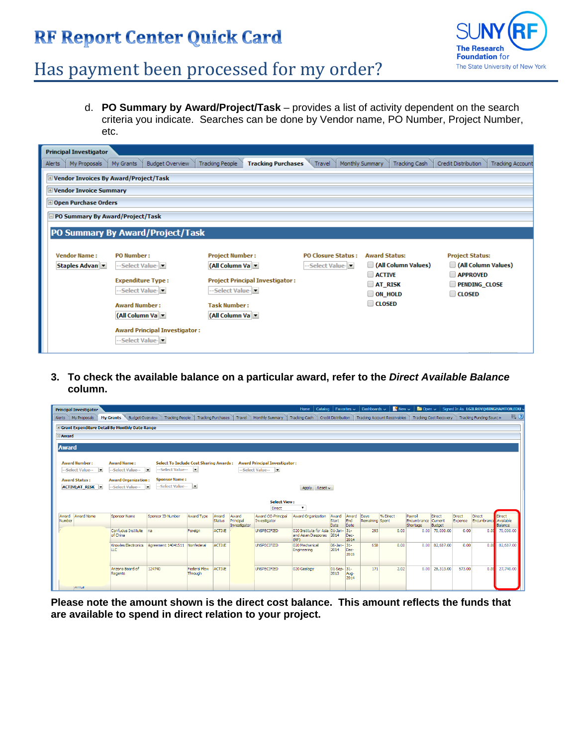# RF Report Center Quick Card

## Has payment been processed for my order?

d. **PO Summary by Award/Project/Task** – provides a list of activity dependent on the search criteria you indicate. Searches can be done by Vendor name, PO Number, Project Number, etc.

Principal Investigator

Alerts | My Proposals | My Grants | Budget Overview | Tracking People | Tracking Purchases | Travel | Monthly Summary | Tracking Cash | Credit Distribution | Tracking Account

⊞ Vendor Invoices By Award/Project/Task

⊞ Vendor Invoice Summary

⊞ Open Purchase Orders

⊟ PO Summary By Award/Project/Task

**PO Summary By Award/Project/Task**

- Vendor Name: Staples Advan
- PO Number: --Select Value--
- Project Number: (All Column Va
- PO Closure Status: --Select Value--
- Award Status: (All Column Values), ACTIVE, AT_RISK, ON_HOLD, CLOSED
- Project Status: (All Column Values), APPROVED, PENDING_CLOSE, CLOSED
- Expenditure Type: --Select Value--
- Project Principal Investigator: --Select Value--
- Award Number: (All Column Va
- Task Number: (All Column Va
- Award Principal Investigator: --Select Value--

3. **To check the available balance on a particular award, refer to the *Direct Available Balance* column.**

Principal Investigator

Alerts | My Proposals | My Grants | Budget Overview | Tracking People | Tracking Purchases | Travel | Monthly Summary | Tracking Cash | Credit Distribution | Tracking Account Receivables | Tracking Cost Recovery | Tracking Funding Source

⊞ Grant Expenditure Detail By Monthly Date Range

⊟ Award

**Award**

- Award Number: --Select Value--
- Award Name: --Select Value--
- Select To Include Cost Sharing Awards: --Select Value--
- Award Principal Investigator: --Select Value--
- Award Status: ACTIVE;AT_RISK
- Award Organization: --Select Value--
- Sponsor Name: --Select Value--

Apply | Reset

Select View: Direct

| Award Number | Award Name | Sponsor Name | Sponsor ID Number | Award Type | Award Status | Award Principal Investigator | Award CO-Principal Investigator | Award Organization | Award Start Date | Award End Date | Days Remaining | % Direct Spent | Payroll Encumbrance Shortage | Direct Current Budget | Direct Expense | Direct Encumbrance | Direct Available Balance |
|---|---|---|---|---|---|---|---|---|---|---|---|---|---|---|---|---|---|
| | | Confucius Institute of China | na | Foreign | ACTIVE | | UNSPECIFIED | 020 Institute for Asia and Asian Diasporas (RF) | 01-Jan-2014 | 31-Dec-2014 | 293 | 0.00 | 0.00 | 70,000.00 | 0.00 | 0.00 | 70,000.00 |
| | | Knowles Electronics LLC | Agreement 14041511 | Nonfederal | ACTIVE | | UNSPECIFIED | 020 Mechanical Engineering | 06-Jan-2014 | 31-Dec-2015 | 658 | 0.00 | 0.00 | 82,687.00 | 0.00 | 0.00 | 82,687.00 |
| | | Arizona Board of Regents | 124740 | Federal Flow Through | ACTIVE | | UNSPECIFIED | 020 Geology | 01-Sep-2013 | 31-Aug-2014 | 171 | 2.02 | 0.00 | 28,313.00 | 573.00 | 0.00 | 27,740.00 |

**Please note the amount shown is the direct cost balance. This amount reflects the funds that are available to spend in direct relation to your project.**